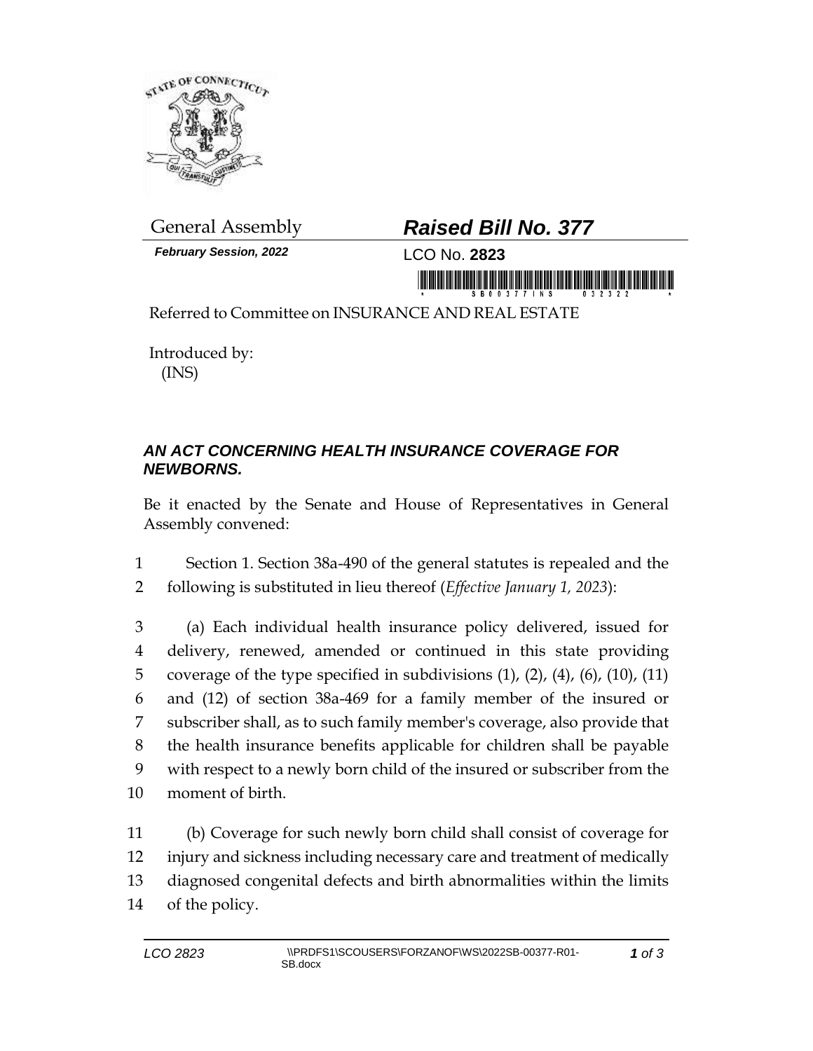General Assembly

***February Session, 2022***

## ***Raised Bill No. 377***

LCO No. **2823**

Referred to Committee on INSURANCE AND REAL ESTATE

Introduced by:
(INS)

### ***AN ACT CONCERNING HEALTH INSURANCE COVERAGE FOR NEWBORNS.***

Be it enacted by the Senate and House of Representatives in General Assembly convened:

1 Section 1. Section 38a-490 of the general statutes is repealed and the
2 following is substituted in lieu thereof (*Effective January 1, 2023*):

3 (a) Each individual health insurance policy delivered, issued for
4 delivery, renewed, amended or continued in this state providing
5 coverage of the type specified in subdivisions (1), (2), (4), (6), (10), (11)
6 and (12) of section 38a-469 for a family member of the insured or
7 subscriber shall, as to such family member's coverage, also provide that
8 the health insurance benefits applicable for children shall be payable
9 with respect to a newly born child of the insured or subscriber from the
10 moment of birth.

11 (b) Coverage for such newly born child shall consist of coverage for
12 injury and sickness including necessary care and treatment of medically
13 diagnosed congenital defects and birth abnormalities within the limits
14 of the policy.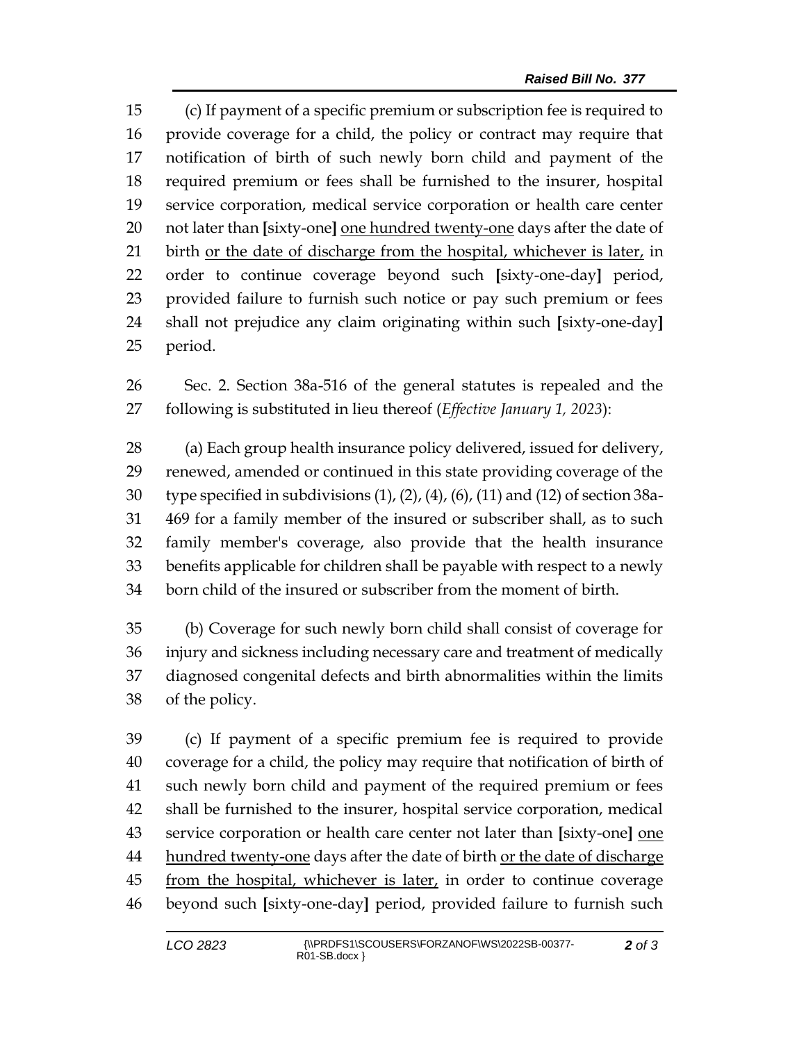15 (c) If payment of a specific premium or subscription fee is required to
16 provide coverage for a child, the policy or contract may require that
17 notification of birth of such newly born child and payment of the
18 required premium or fees shall be furnished to the insurer, hospital
19 service corporation, medical service corporation or health care center
20 not later than [sixty-one] <u>one hundred twenty-one</u> days after the date of
21 birth <u>or the date of discharge from the hospital, whichever is later,</u> in
22 order to continue coverage beyond such [sixty-one-day] period,
23 provided failure to furnish such notice or pay such premium or fees
24 shall not prejudice any claim originating within such [sixty-one-day]
25 period.

26 Sec. 2. Section 38a-516 of the general statutes is repealed and the
27 following is substituted in lieu thereof (*Effective January 1, 2023*):

28 (a) Each group health insurance policy delivered, issued for delivery,
29 renewed, amended or continued in this state providing coverage of the
30 type specified in subdivisions (1), (2), (4), (6), (11) and (12) of section 38a-
31 469 for a family member of the insured or subscriber shall, as to such
32 family member's coverage, also provide that the health insurance
33 benefits applicable for children shall be payable with respect to a newly
34 born child of the insured or subscriber from the moment of birth.

35 (b) Coverage for such newly born child shall consist of coverage for
36 injury and sickness including necessary care and treatment of medically
37 diagnosed congenital defects and birth abnormalities within the limits
38 of the policy.

39 (c) If payment of a specific premium fee is required to provide
40 coverage for a child, the policy may require that notification of birth of
41 such newly born child and payment of the required premium or fees
42 shall be furnished to the insurer, hospital service corporation, medical
43 service corporation or health care center not later than [sixty-one] <u>one</u>
44 <u>hundred twenty-one</u> days after the date of birth <u>or the date of discharge</u>
45 <u>from the hospital, whichever is later,</u> in order to continue coverage
46 beyond such [sixty-one-day] period, provided failure to furnish such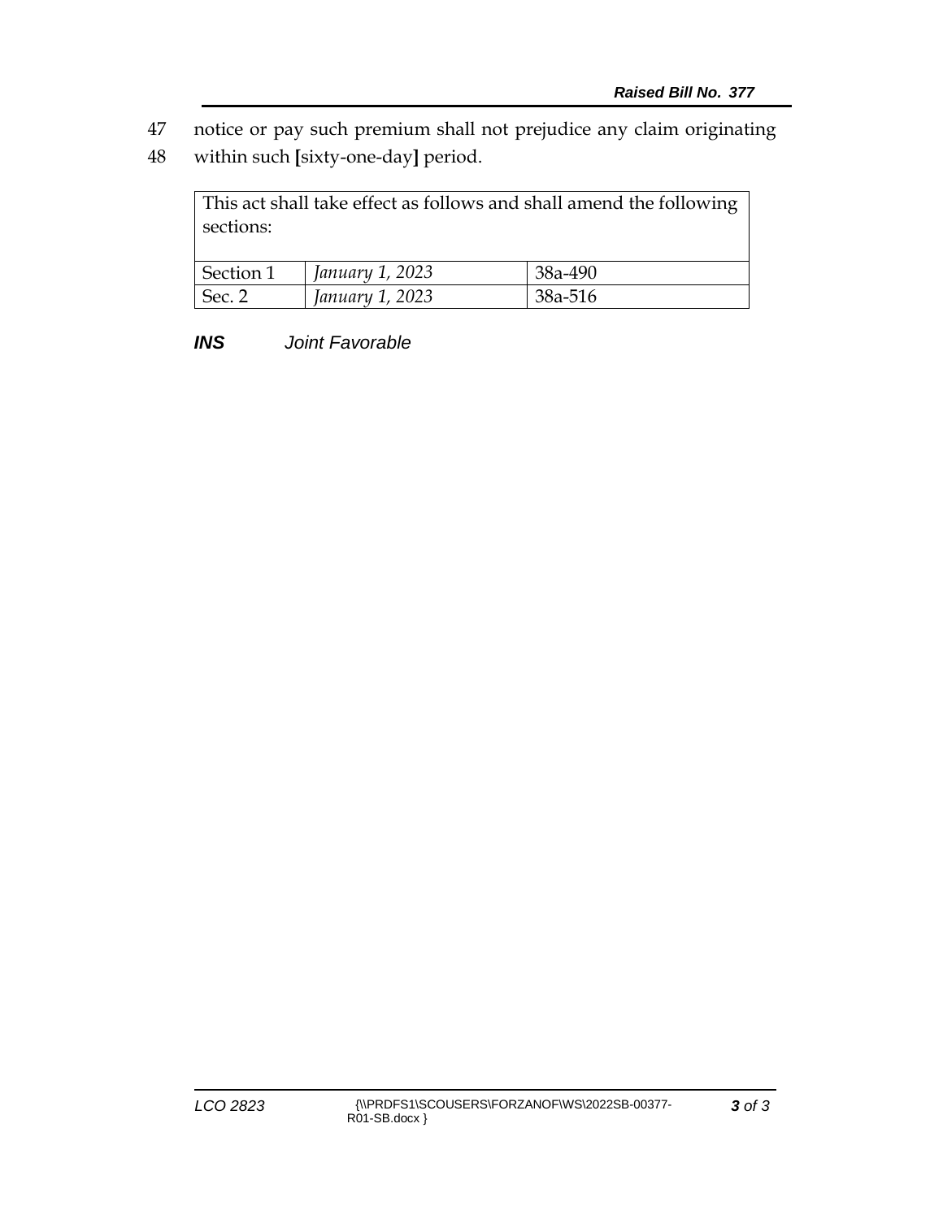47 notice or pay such premium shall not prejudice any claim originating
48 within such [sixty-one-day] period.

| This act shall take effect as follows and shall amend the following sections: | | |
|---|---|---|
| Section 1 | *January 1, 2023* | 38a-490 |
| Sec. 2 | *January 1, 2023* | 38a-516 |

***INS*** *Joint Favorable*